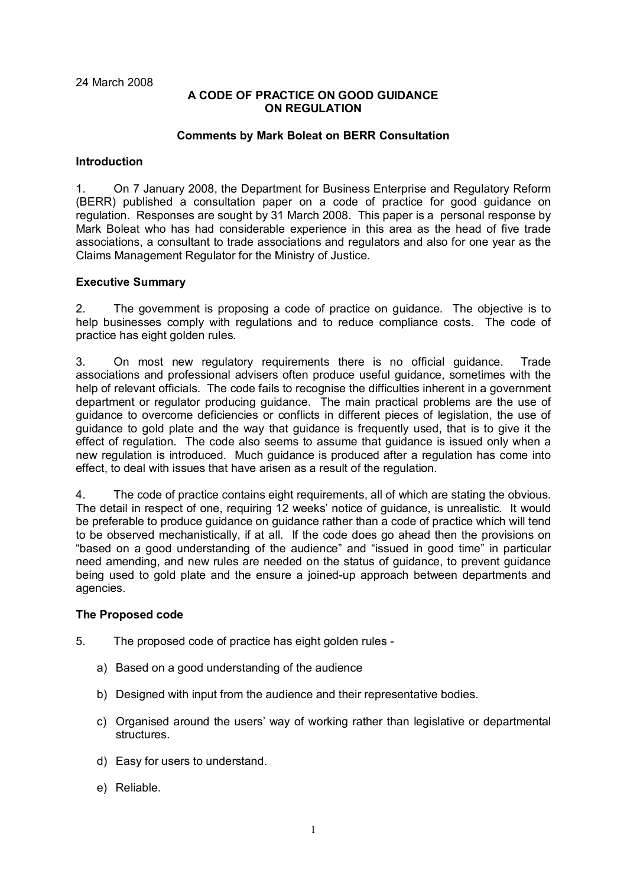24 March 2008

**A CODE OF PRACTICE ON GOOD GUIDANCE ON REGULATION**

**Comments by Mark Boleat on BERR Consultation**

### Introduction

1. On 7 January 2008, the Department for Business Enterprise and Regulatory Reform (BERR) published a consultation paper on a code of practice for good guidance on regulation. Responses are sought by 31 March 2008. This paper is a personal response by Mark Boleat who has had considerable experience in this area as the head of five trade associations, a consultant to trade associations and regulators and also for one year as the Claims Management Regulator for the Ministry of Justice.

### Executive Summary

2. The government is proposing a code of practice on guidance. The objective is to help businesses comply with regulations and to reduce compliance costs. The code of practice has eight golden rules.

3. On most new regulatory requirements there is no official guidance. Trade associations and professional advisers often produce useful guidance, sometimes with the help of relevant officials. The code fails to recognise the difficulties inherent in a government department or regulator producing guidance. The main practical problems are the use of guidance to overcome deficiencies or conflicts in different pieces of legislation, the use of guidance to gold plate and the way that guidance is frequently used, that is to give it the effect of regulation. The code also seems to assume that guidance is issued only when a new regulation is introduced. Much guidance is produced after a regulation has come into effect, to deal with issues that have arisen as a result of the regulation.

4. The code of practice contains eight requirements, all of which are stating the obvious. The detail in respect of one, requiring 12 weeks' notice of guidance, is unrealistic. It would be preferable to produce guidance on guidance rather than a code of practice which will tend to be observed mechanistically, if at all. If the code does go ahead then the provisions on "based on a good understanding of the audience" and "issued in good time" in particular need amending, and new rules are needed on the status of guidance, to prevent guidance being used to gold plate and the ensure a joined-up approach between departments and agencies.

### The Proposed code

5. The proposed code of practice has eight golden rules -

   a) Based on a good understanding of the audience

   b) Designed with input from the audience and their representative bodies.

   c) Organised around the users' way of working rather than legislative or departmental structures.

   d) Easy for users to understand.

   e) Reliable.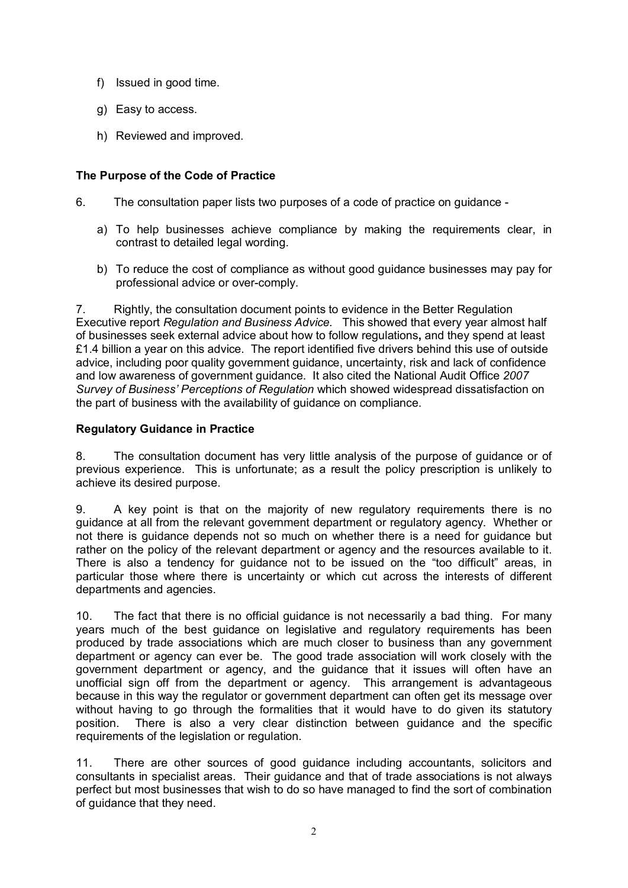f) Issued in good time.

g) Easy to access.

h) Reviewed and improved.

**The Purpose of the Code of Practice**

6. The consultation paper lists two purposes of a code of practice on guidance -

a) To help businesses achieve compliance by making the requirements clear, in contrast to detailed legal wording.

b) To reduce the cost of compliance as without good guidance businesses may pay for professional advice or over-comply.

7. Rightly, the consultation document points to evidence in the Better Regulation Executive report *Regulation and Business Advice.* This showed that every year almost half of businesses seek external advice about how to follow regulations**,** and they spend at least £1.4 billion a year on this advice. The report identified five drivers behind this use of outside advice, including poor quality government guidance, uncertainty, risk and lack of confidence and low awareness of government guidance. It also cited the National Audit Office *2007 Survey of Business' Perceptions of Regulation* which showed widespread dissatisfaction on the part of business with the availability of guidance on compliance.

**Regulatory Guidance in Practice**

8. The consultation document has very little analysis of the purpose of guidance or of previous experience. This is unfortunate; as a result the policy prescription is unlikely to achieve its desired purpose.

9. A key point is that on the majority of new regulatory requirements there is no guidance at all from the relevant government department or regulatory agency. Whether or not there is guidance depends not so much on whether there is a need for guidance but rather on the policy of the relevant department or agency and the resources available to it. There is also a tendency for guidance not to be issued on the "too difficult" areas, in particular those where there is uncertainty or which cut across the interests of different departments and agencies.

10. The fact that there is no official guidance is not necessarily a bad thing. For many years much of the best guidance on legislative and regulatory requirements has been produced by trade associations which are much closer to business than any government department or agency can ever be. The good trade association will work closely with the government department or agency, and the guidance that it issues will often have an unofficial sign off from the department or agency. This arrangement is advantageous because in this way the regulator or government department can often get its message over without having to go through the formalities that it would have to do given its statutory position. There is also a very clear distinction between guidance and the specific requirements of the legislation or regulation.

11. There are other sources of good guidance including accountants, solicitors and consultants in specialist areas. Their guidance and that of trade associations is not always perfect but most businesses that wish to do so have managed to find the sort of combination of guidance that they need.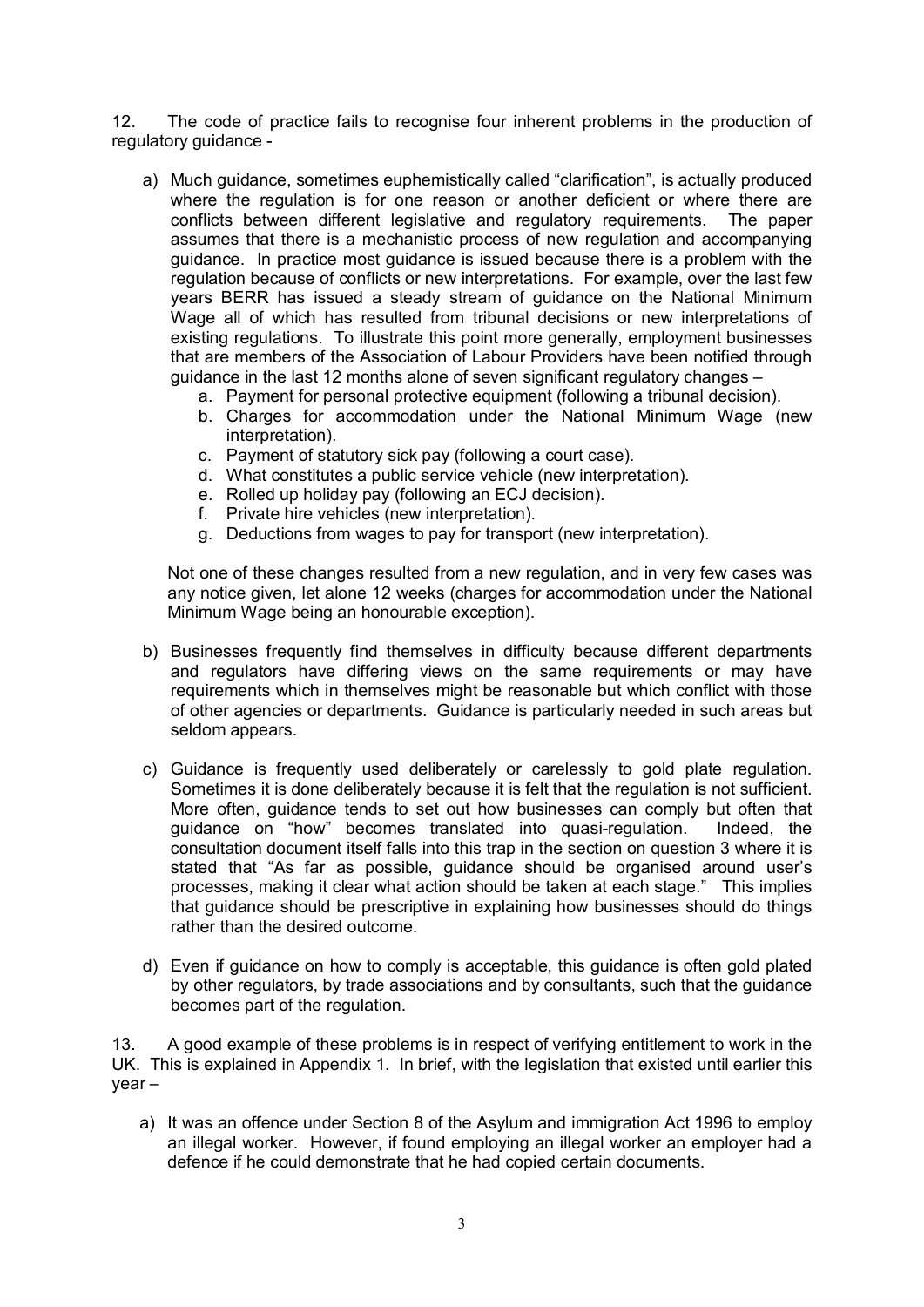12. The code of practice fails to recognise four inherent problems in the production of regulatory guidance -

a) Much guidance, sometimes euphemistically called "clarification", is actually produced where the regulation is for one reason or another deficient or where there are conflicts between different legislative and regulatory requirements. The paper assumes that there is a mechanistic process of new regulation and accompanying guidance. In practice most guidance is issued because there is a problem with the regulation because of conflicts or new interpretations. For example, over the last few years BERR has issued a steady stream of guidance on the National Minimum Wage all of which has resulted from tribunal decisions or new interpretations of existing regulations. To illustrate this point more generally, employment businesses that are members of the Association of Labour Providers have been notified through guidance in the last 12 months alone of seven significant regulatory changes –

   a. Payment for personal protective equipment (following a tribunal decision).
   b. Charges for accommodation under the National Minimum Wage (new interpretation).
   c. Payment of statutory sick pay (following a court case).
   d. What constitutes a public service vehicle (new interpretation).
   e. Rolled up holiday pay (following an ECJ decision).
   f. Private hire vehicles (new interpretation).
   g. Deductions from wages to pay for transport (new interpretation).

   Not one of these changes resulted from a new regulation, and in very few cases was any notice given, let alone 12 weeks (charges for accommodation under the National Minimum Wage being an honourable exception).

b) Businesses frequently find themselves in difficulty because different departments and regulators have differing views on the same requirements or may have requirements which in themselves might be reasonable but which conflict with those of other agencies or departments. Guidance is particularly needed in such areas but seldom appears.

c) Guidance is frequently used deliberately or carelessly to gold plate regulation. Sometimes it is done deliberately because it is felt that the regulation is not sufficient. More often, guidance tends to set out how businesses can comply but often that guidance on "how" becomes translated into quasi-regulation. Indeed, the consultation document itself falls into this trap in the section on question 3 where it is stated that "As far as possible, guidance should be organised around user's processes, making it clear what action should be taken at each stage." This implies that guidance should be prescriptive in explaining how businesses should do things rather than the desired outcome.

d) Even if guidance on how to comply is acceptable, this guidance is often gold plated by other regulators, by trade associations and by consultants, such that the guidance becomes part of the regulation.

13. A good example of these problems is in respect of verifying entitlement to work in the UK. This is explained in Appendix 1. In brief, with the legislation that existed until earlier this year –

a) It was an offence under Section 8 of the Asylum and immigration Act 1996 to employ an illegal worker. However, if found employing an illegal worker an employer had a defence if he could demonstrate that he had copied certain documents.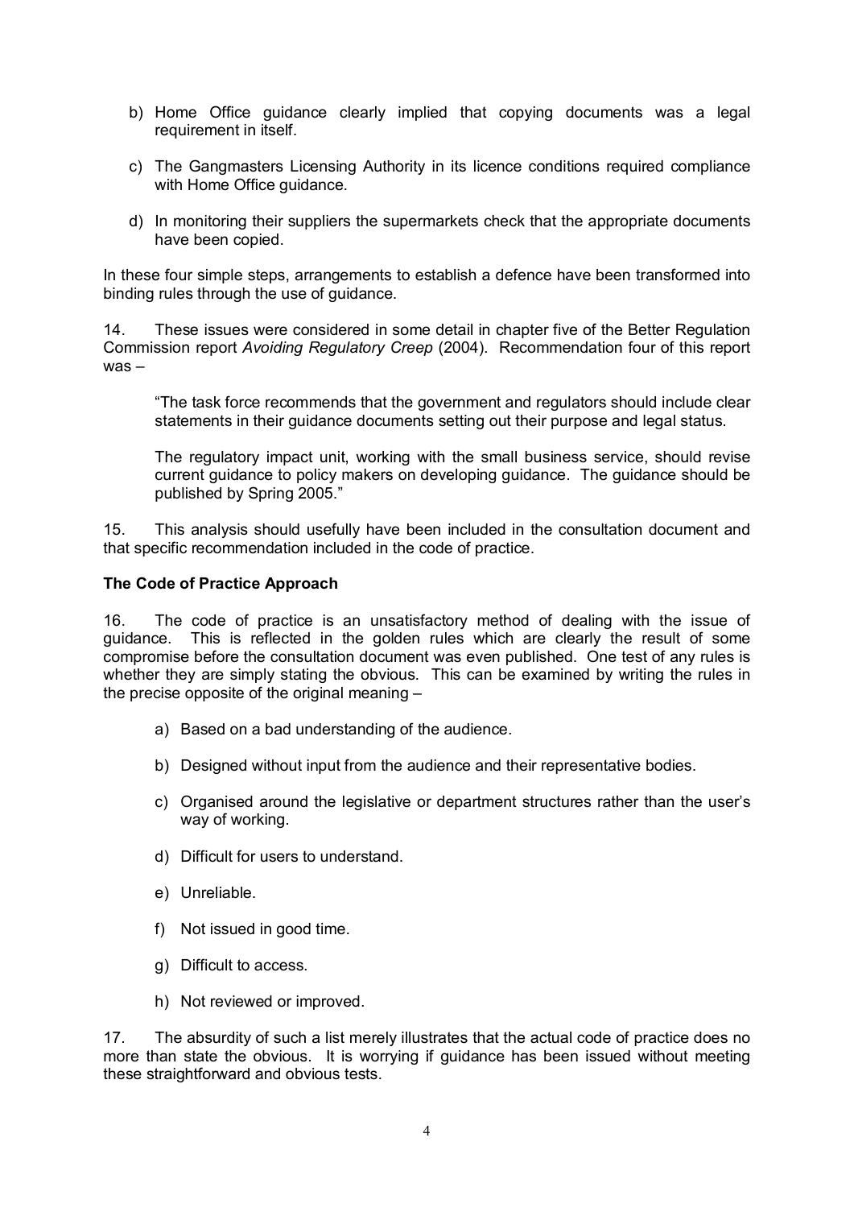b) Home Office guidance clearly implied that copying documents was a legal requirement in itself.

c) The Gangmasters Licensing Authority in its licence conditions required compliance with Home Office guidance.

d) In monitoring their suppliers the supermarkets check that the appropriate documents have been copied.

In these four simple steps, arrangements to establish a defence have been transformed into binding rules through the use of guidance.

14. These issues were considered in some detail in chapter five of the Better Regulation Commission report *Avoiding Regulatory Creep* (2004). Recommendation four of this report was –

> "The task force recommends that the government and regulators should include clear statements in their guidance documents setting out their purpose and legal status.
>
> The regulatory impact unit, working with the small business service, should revise current guidance to policy makers on developing guidance. The guidance should be published by Spring 2005."

15. This analysis should usefully have been included in the consultation document and that specific recommendation included in the code of practice.

**The Code of Practice Approach**

16. The code of practice is an unsatisfactory method of dealing with the issue of guidance. This is reflected in the golden rules which are clearly the result of some compromise before the consultation document was even published. One test of any rules is whether they are simply stating the obvious. This can be examined by writing the rules in the precise opposite of the original meaning –

a) Based on a bad understanding of the audience.

b) Designed without input from the audience and their representative bodies.

c) Organised around the legislative or department structures rather than the user's way of working.

d) Difficult for users to understand.

e) Unreliable.

f) Not issued in good time.

g) Difficult to access.

h) Not reviewed or improved.

17. The absurdity of such a list merely illustrates that the actual code of practice does no more than state the obvious. It is worrying if guidance has been issued without meeting these straightforward and obvious tests.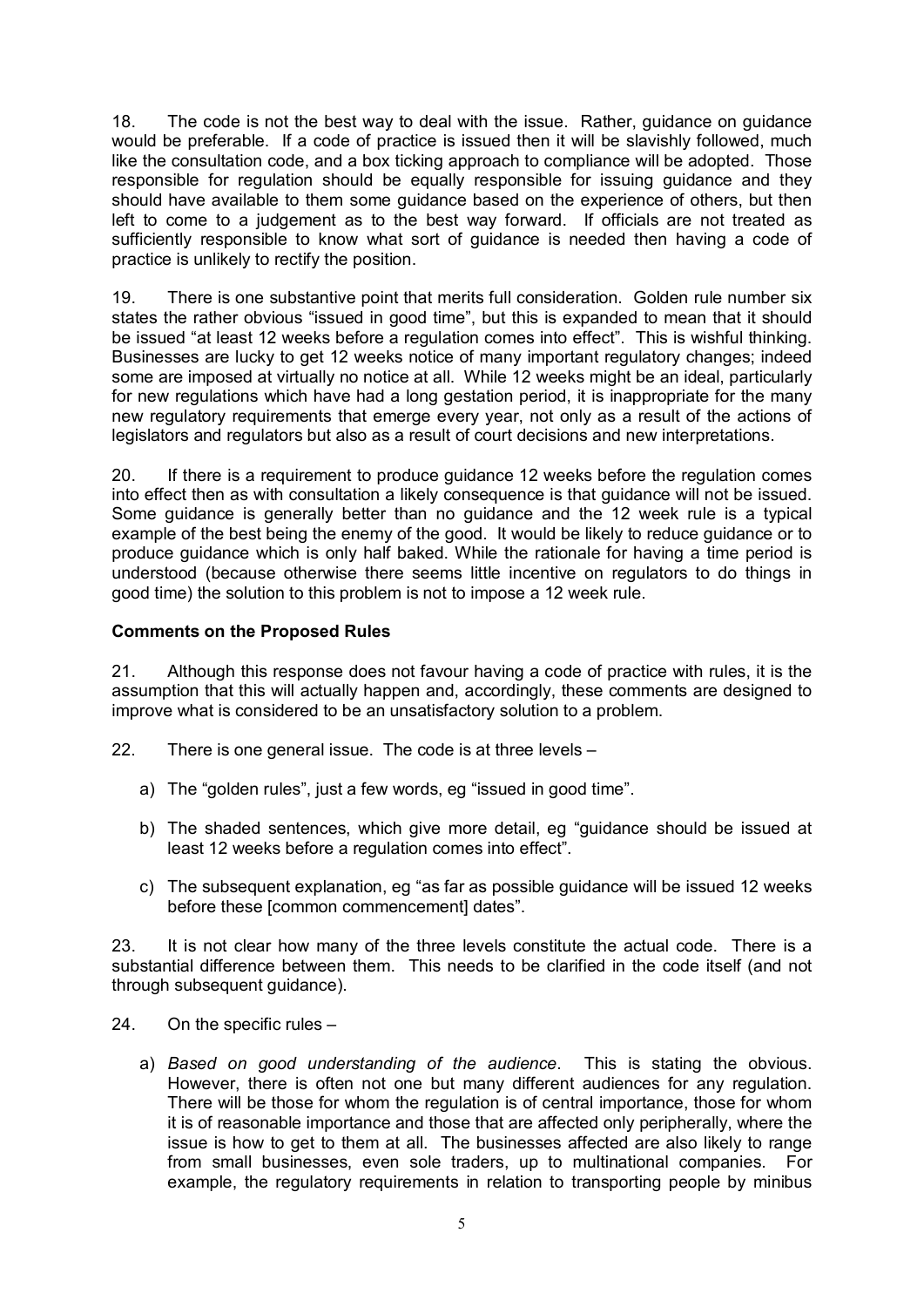18. The code is not the best way to deal with the issue. Rather, guidance on guidance would be preferable. If a code of practice is issued then it will be slavishly followed, much like the consultation code, and a box ticking approach to compliance will be adopted. Those responsible for regulation should be equally responsible for issuing guidance and they should have available to them some guidance based on the experience of others, but then left to come to a judgement as to the best way forward. If officials are not treated as sufficiently responsible to know what sort of guidance is needed then having a code of practice is unlikely to rectify the position.

19. There is one substantive point that merits full consideration. Golden rule number six states the rather obvious "issued in good time", but this is expanded to mean that it should be issued "at least 12 weeks before a regulation comes into effect". This is wishful thinking. Businesses are lucky to get 12 weeks notice of many important regulatory changes; indeed some are imposed at virtually no notice at all. While 12 weeks might be an ideal, particularly for new regulations which have had a long gestation period, it is inappropriate for the many new regulatory requirements that emerge every year, not only as a result of the actions of legislators and regulators but also as a result of court decisions and new interpretations.

20. If there is a requirement to produce guidance 12 weeks before the regulation comes into effect then as with consultation a likely consequence is that guidance will not be issued. Some guidance is generally better than no guidance and the 12 week rule is a typical example of the best being the enemy of the good. It would be likely to reduce guidance or to produce guidance which is only half baked. While the rationale for having a time period is understood (because otherwise there seems little incentive on regulators to do things in good time) the solution to this problem is not to impose a 12 week rule.

**Comments on the Proposed Rules**

21. Although this response does not favour having a code of practice with rules, it is the assumption that this will actually happen and, accordingly, these comments are designed to improve what is considered to be an unsatisfactory solution to a problem.

22. There is one general issue. The code is at three levels –

a) The "golden rules", just a few words, eg "issued in good time".

b) The shaded sentences, which give more detail, eg "guidance should be issued at least 12 weeks before a regulation comes into effect".

c) The subsequent explanation, eg "as far as possible guidance will be issued 12 weeks before these [common commencement] dates".

23. It is not clear how many of the three levels constitute the actual code. There is a substantial difference between them. This needs to be clarified in the code itself (and not through subsequent guidance).

24. On the specific rules –

a) *Based on good understanding of the audience*. This is stating the obvious. However, there is often not one but many different audiences for any regulation. There will be those for whom the regulation is of central importance, those for whom it is of reasonable importance and those that are affected only peripherally, where the issue is how to get to them at all. The businesses affected are also likely to range from small businesses, even sole traders, up to multinational companies. For example, the regulatory requirements in relation to transporting people by minibus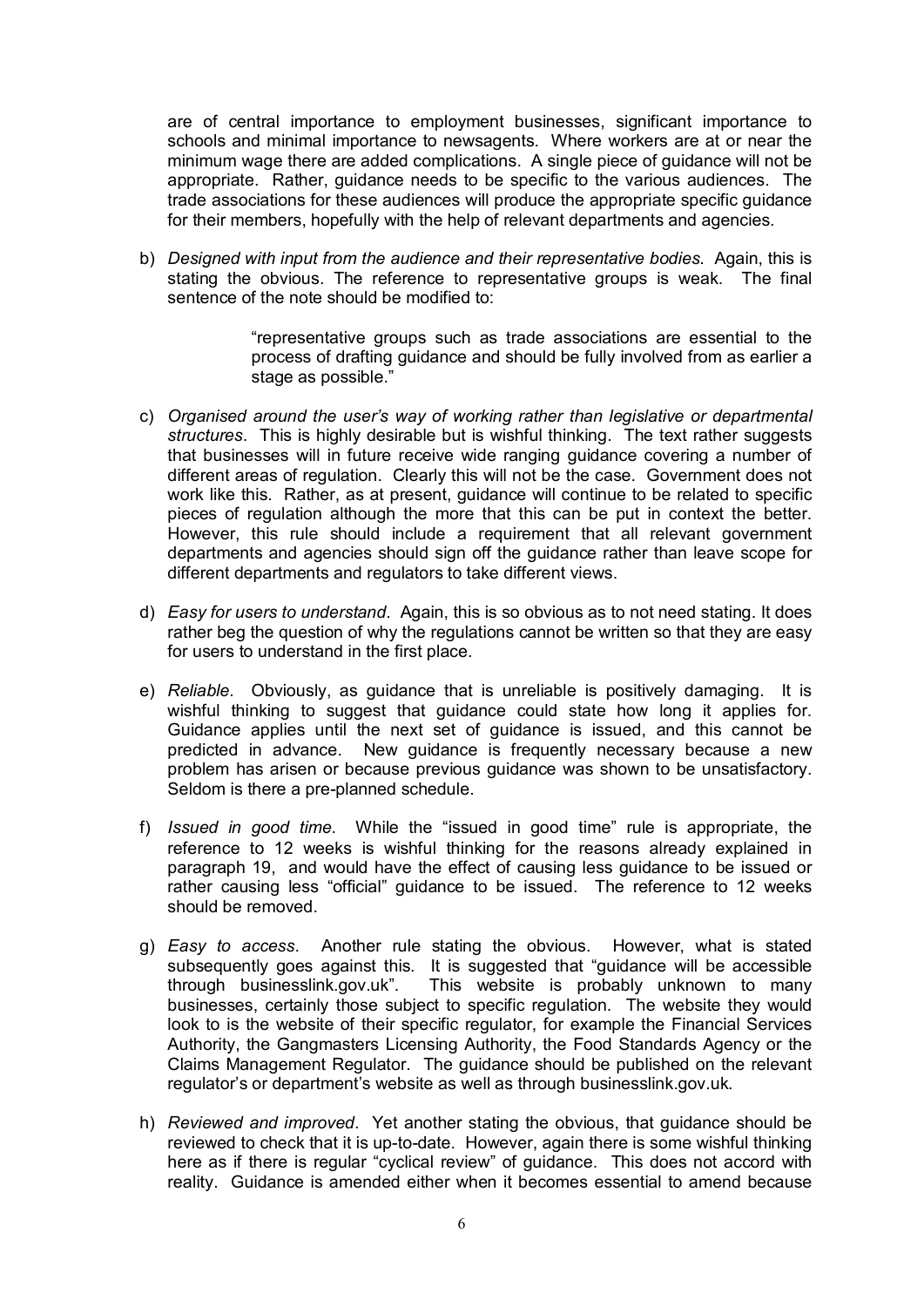are of central importance to employment businesses, significant importance to schools and minimal importance to newsagents. Where workers are at or near the minimum wage there are added complications. A single piece of guidance will not be appropriate. Rather, guidance needs to be specific to the various audiences. The trade associations for these audiences will produce the appropriate specific guidance for their members, hopefully with the help of relevant departments and agencies.

b) *Designed with input from the audience and their representative bodies.* Again, this is stating the obvious. The reference to representative groups is weak. The final sentence of the note should be modified to:

> "representative groups such as trade associations are essential to the process of drafting guidance and should be fully involved from as earlier a stage as possible."

c) *Organised around the user's way of working rather than legislative or departmental structures*. This is highly desirable but is wishful thinking. The text rather suggests that businesses will in future receive wide ranging guidance covering a number of different areas of regulation. Clearly this will not be the case. Government does not work like this. Rather, as at present, guidance will continue to be related to specific pieces of regulation although the more that this can be put in context the better. However, this rule should include a requirement that all relevant government departments and agencies should sign off the guidance rather than leave scope for different departments and regulators to take different views.

d) *Easy for users to understand*. Again, this is so obvious as to not need stating. It does rather beg the question of why the regulations cannot be written so that they are easy for users to understand in the first place.

e) *Reliable*. Obviously, as guidance that is unreliable is positively damaging. It is wishful thinking to suggest that guidance could state how long it applies for. Guidance applies until the next set of guidance is issued, and this cannot be predicted in advance. New guidance is frequently necessary because a new problem has arisen or because previous guidance was shown to be unsatisfactory. Seldom is there a pre-planned schedule.

f) *Issued in good time*. While the "issued in good time" rule is appropriate, the reference to 12 weeks is wishful thinking for the reasons already explained in paragraph 19, and would have the effect of causing less guidance to be issued or rather causing less "official" guidance to be issued. The reference to 12 weeks should be removed.

g) *Easy to access*. Another rule stating the obvious. However, what is stated subsequently goes against this. It is suggested that "guidance will be accessible through businesslink.gov.uk". This website is probably unknown to many businesses, certainly those subject to specific regulation. The website they would look to is the website of their specific regulator, for example the Financial Services Authority, the Gangmasters Licensing Authority, the Food Standards Agency or the Claims Management Regulator. The guidance should be published on the relevant regulator's or department's website as well as through businesslink.gov.uk.

h) *Reviewed and improved*. Yet another stating the obvious, that guidance should be reviewed to check that it is up-to-date. However, again there is some wishful thinking here as if there is regular "cyclical review" of guidance. This does not accord with reality. Guidance is amended either when it becomes essential to amend because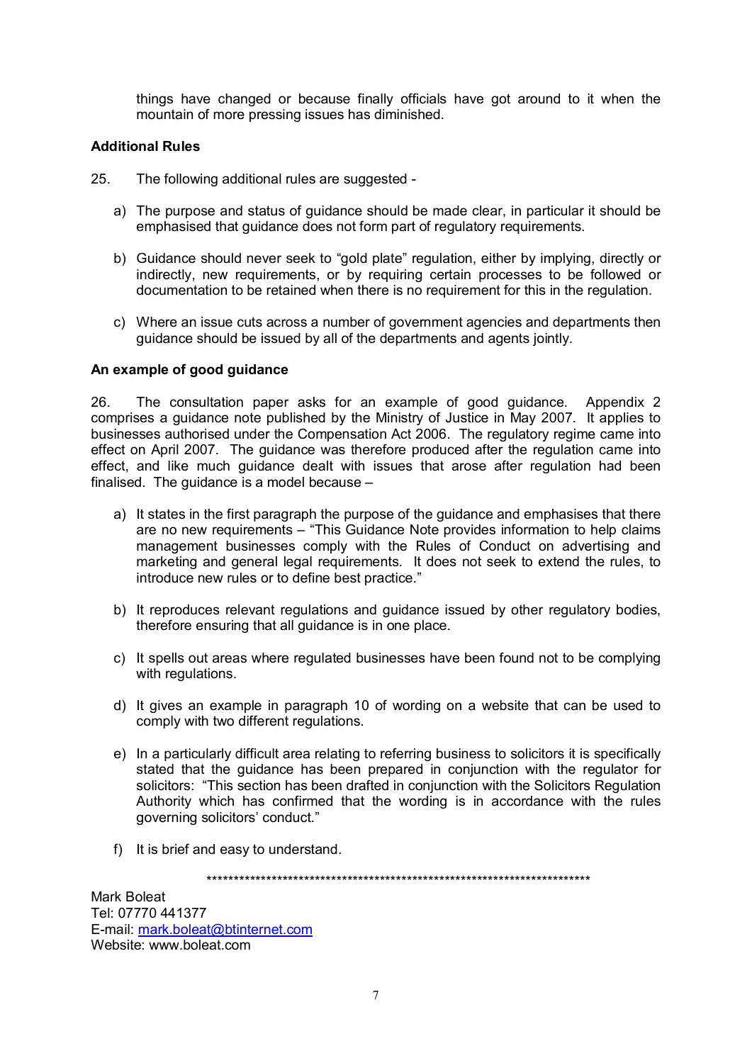things have changed or because finally officials have got around to it when the mountain of more pressing issues has diminished.

**Additional Rules**

25. The following additional rules are suggested -

a) The purpose and status of guidance should be made clear, in particular it should be emphasised that guidance does not form part of regulatory requirements.

b) Guidance should never seek to "gold plate" regulation, either by implying, directly or indirectly, new requirements, or by requiring certain processes to be followed or documentation to be retained when there is no requirement for this in the regulation.

c) Where an issue cuts across a number of government agencies and departments then guidance should be issued by all of the departments and agents jointly.

**An example of good guidance**

26. The consultation paper asks for an example of good guidance. Appendix 2 comprises a guidance note published by the Ministry of Justice in May 2007. It applies to businesses authorised under the Compensation Act 2006. The regulatory regime came into effect on April 2007. The guidance was therefore produced after the regulation came into effect, and like much guidance dealt with issues that arose after regulation had been finalised. The guidance is a model because –

a) It states in the first paragraph the purpose of the guidance and emphasises that there are no new requirements – "This Guidance Note provides information to help claims management businesses comply with the Rules of Conduct on advertising and marketing and general legal requirements. It does not seek to extend the rules, to introduce new rules or to define best practice."

b) It reproduces relevant regulations and guidance issued by other regulatory bodies, therefore ensuring that all guidance is in one place.

c) It spells out areas where regulated businesses have been found not to be complying with regulations.

d) It gives an example in paragraph 10 of wording on a website that can be used to comply with two different regulations.

e) In a particularly difficult area relating to referring business to solicitors it is specifically stated that the guidance has been prepared in conjunction with the regulator for solicitors: "This section has been drafted in conjunction with the Solicitors Regulation Authority which has confirmed that the wording is in accordance with the rules governing solicitors' conduct."

f) It is brief and easy to understand.

\*\*\*\*\*\*\*\*\*\*\*\*\*\*\*\*\*\*\*\*\*\*\*\*\*\*\*\*\*\*\*\*\*\*\*\*\*\*\*\*\*\*\*\*\*\*\*\*\*\*\*\*\*\*\*\*\*\*\*\*\*\*\*\*\*\*\*\*\*\*\*\*

Mark Boleat
Tel: 07770 441377
E-mail: mark.boleat@btinternet.com
Website: www.boleat.com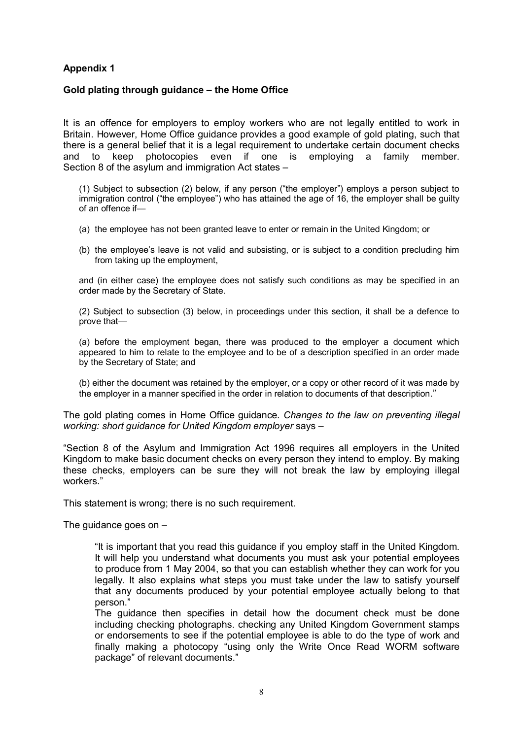**Appendix 1**

**Gold plating through guidance – the Home Office**

It is an offence for employers to employ workers who are not legally entitled to work in Britain. However, Home Office guidance provides a good example of gold plating, such that there is a general belief that it is a legal requirement to undertake certain document checks and to keep photocopies even if one is employing a family member. Section 8 of the asylum and immigration Act states –

> (1) Subject to subsection (2) below, if any person ("the employer") employs a person subject to immigration control ("the employee") who has attained the age of 16, the employer shall be guilty of an offence if—
>
> (a) the employee has not been granted leave to enter or remain in the United Kingdom; or
>
> (b) the employee's leave is not valid and subsisting, or is subject to a condition precluding him from taking up the employment,
>
> and (in either case) the employee does not satisfy such conditions as may be specified in an order made by the Secretary of State.
>
> (2) Subject to subsection (3) below, in proceedings under this section, it shall be a defence to prove that—
>
> (a) before the employment began, there was produced to the employer a document which appeared to him to relate to the employee and to be of a description specified in an order made by the Secretary of State; and
>
> (b) either the document was retained by the employer, or a copy or other record of it was made by the employer in a manner specified in the order in relation to documents of that description."

The gold plating comes in Home Office guidance. *Changes to the law on preventing illegal working: short guidance for United Kingdom employer* says –

"Section 8 of the Asylum and Immigration Act 1996 requires all employers in the United Kingdom to make basic document checks on every person they intend to employ. By making these checks, employers can be sure they will not break the law by employing illegal workers."

This statement is wrong; there is no such requirement.

The guidance goes on –

> "It is important that you read this guidance if you employ staff in the United Kingdom. It will help you understand what documents you must ask your potential employees to produce from 1 May 2004, so that you can establish whether they can work for you legally. It also explains what steps you must take under the law to satisfy yourself that any documents produced by your potential employee actually belong to that person."
>
> The guidance then specifies in detail how the document check must be done including checking photographs. checking any United Kingdom Government stamps or endorsements to see if the potential employee is able to do the type of work and finally making a photocopy "using only the Write Once Read WORM software package" of relevant documents."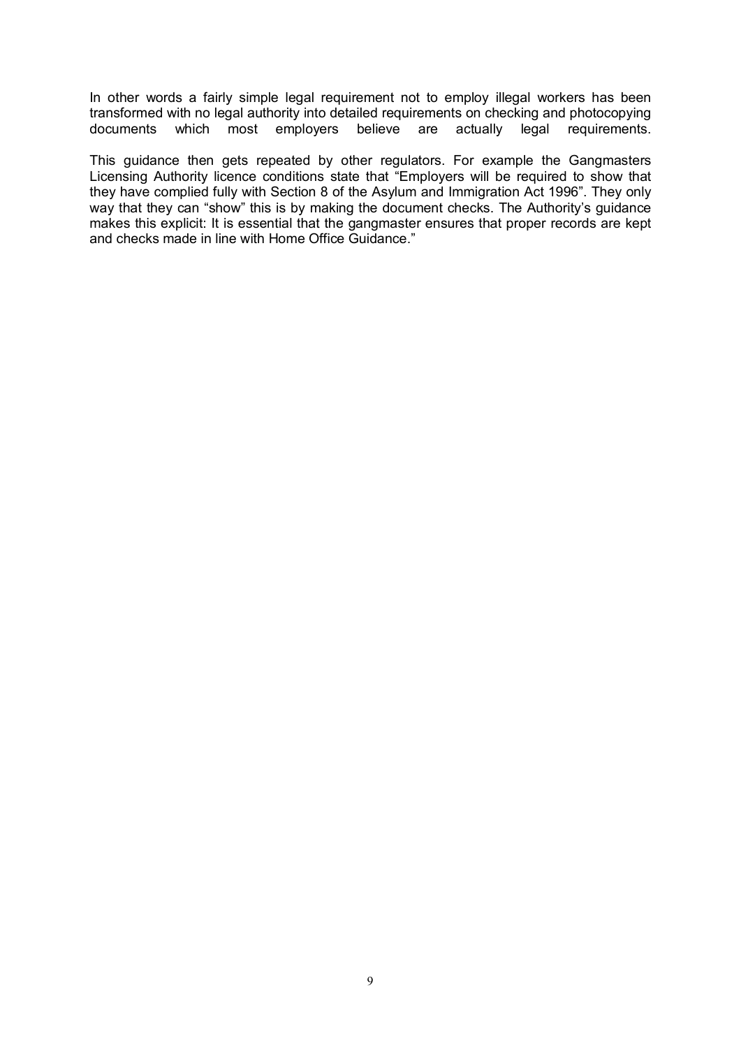In other words a fairly simple legal requirement not to employ illegal workers has been transformed with no legal authority into detailed requirements on checking and photocopying documents which most employers believe are actually legal requirements.

This guidance then gets repeated by other regulators. For example the Gangmasters Licensing Authority licence conditions state that "Employers will be required to show that they have complied fully with Section 8 of the Asylum and Immigration Act 1996". They only way that they can "show" this is by making the document checks. The Authority's guidance makes this explicit: It is essential that the gangmaster ensures that proper records are kept and checks made in line with Home Office Guidance."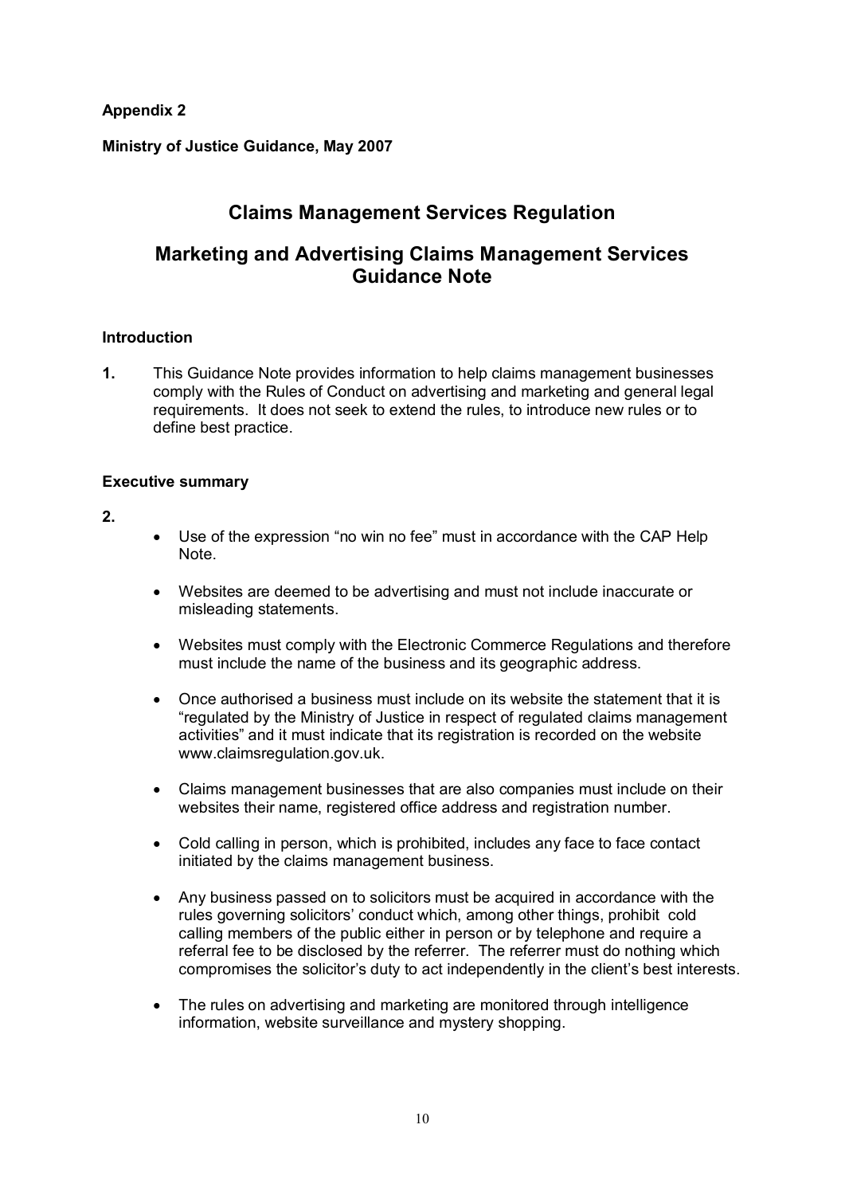**Appendix 2**

**Ministry of Justice Guidance, May 2007**

# Claims Management Services Regulation

# Marketing and Advertising Claims Management Services Guidance Note

## Introduction

**1.** This Guidance Note provides information to help claims management businesses comply with the Rules of Conduct on advertising and marketing and general legal requirements. It does not seek to extend the rules, to introduce new rules or to define best practice.

## Executive summary

**2.**

- Use of the expression "no win no fee" must in accordance with the CAP Help Note.
- Websites are deemed to be advertising and must not include inaccurate or misleading statements.
- Websites must comply with the Electronic Commerce Regulations and therefore must include the name of the business and its geographic address.
- Once authorised a business must include on its website the statement that it is "regulated by the Ministry of Justice in respect of regulated claims management activities" and it must indicate that its registration is recorded on the website www.claimsregulation.gov.uk.
- Claims management businesses that are also companies must include on their websites their name, registered office address and registration number.
- Cold calling in person, which is prohibited, includes any face to face contact initiated by the claims management business.
- Any business passed on to solicitors must be acquired in accordance with the rules governing solicitors' conduct which, among other things, prohibit cold calling members of the public either in person or by telephone and require a referral fee to be disclosed by the referrer. The referrer must do nothing which compromises the solicitor's duty to act independently in the client's best interests.
- The rules on advertising and marketing are monitored through intelligence information, website surveillance and mystery shopping.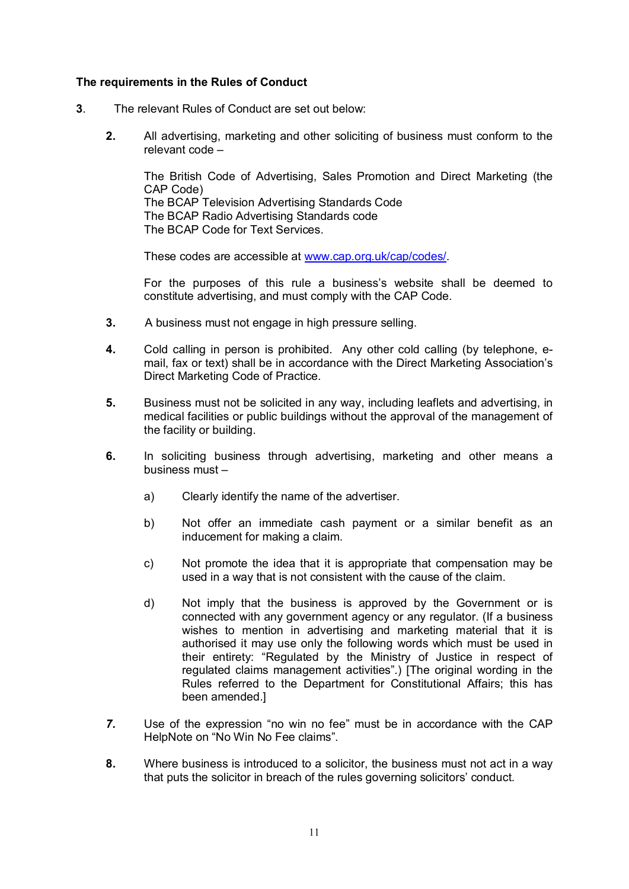**The requirements in the Rules of Conduct**

**3.** The relevant Rules of Conduct are set out below:

> **2.** All advertising, marketing and other soliciting of business must conform to the relevant code –
>
> The British Code of Advertising, Sales Promotion and Direct Marketing (the CAP Code)
> The BCAP Television Advertising Standards Code
> The BCAP Radio Advertising Standards code
> The BCAP Code for Text Services.
>
> These codes are accessible at [www.cap.org.uk/cap/codes/](www.cap.org.uk/cap/codes/).
>
> For the purposes of this rule a business's website shall be deemed to constitute advertising, and must comply with the CAP Code.
>
> **3.** A business must not engage in high pressure selling.
>
> **4.** Cold calling in person is prohibited. Any other cold calling (by telephone, e-mail, fax or text) shall be in accordance with the Direct Marketing Association's Direct Marketing Code of Practice.
>
> **5.** Business must not be solicited in any way, including leaflets and advertising, in medical facilities or public buildings without the approval of the management of the facility or building.
>
> **6.** In soliciting business through advertising, marketing and other means a business must –
>
> a) Clearly identify the name of the advertiser.
>
> b) Not offer an immediate cash payment or a similar benefit as an inducement for making a claim.
>
> c) Not promote the idea that it is appropriate that compensation may be used in a way that is not consistent with the cause of the claim.
>
> d) Not imply that the business is approved by the Government or is connected with any government agency or any regulator. (If a business wishes to mention in advertising and marketing material that it is authorised it may use only the following words which must be used in their entirety: "Regulated by the Ministry of Justice in respect of regulated claims management activities".) [The original wording in the Rules referred to the Department for Constitutional Affairs; this has been amended.]
>
> ***7.*** Use of the expression "no win no fee" must be in accordance with the CAP HelpNote on "No Win No Fee claims".
>
> **8.** Where business is introduced to a solicitor, the business must not act in a way that puts the solicitor in breach of the rules governing solicitors' conduct.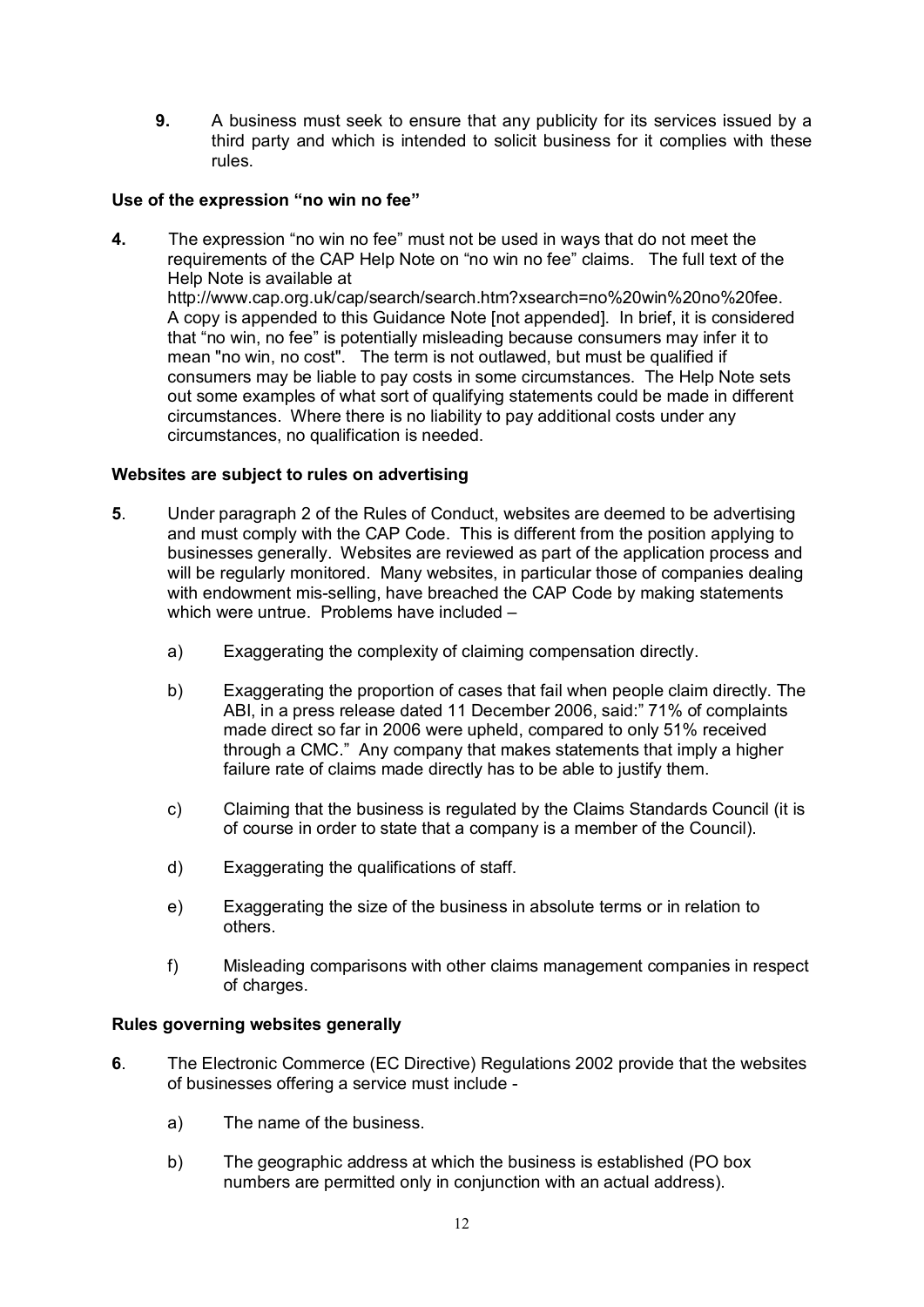**9.** A business must seek to ensure that any publicity for its services issued by a third party and which is intended to solicit business for it complies with these rules.

**Use of the expression "no win no fee"**

**4.** The expression "no win no fee" must not be used in ways that do not meet the requirements of the CAP Help Note on "no win no fee" claims. The full text of the Help Note is available at http://www.cap.org.uk/cap/search/search.htm?xsearch=no%20win%20no%20fee. A copy is appended to this Guidance Note [not appended]. In brief, it is considered that "no win, no fee" is potentially misleading because consumers may infer it to mean "no win, no cost". The term is not outlawed, but must be qualified if consumers may be liable to pay costs in some circumstances. The Help Note sets out some examples of what sort of qualifying statements could be made in different circumstances. Where there is no liability to pay additional costs under any circumstances, no qualification is needed.

**Websites are subject to rules on advertising**

**5**. Under paragraph 2 of the Rules of Conduct, websites are deemed to be advertising and must comply with the CAP Code. This is different from the position applying to businesses generally. Websites are reviewed as part of the application process and will be regularly monitored. Many websites, in particular those of companies dealing with endowment mis-selling, have breached the CAP Code by making statements which were untrue. Problems have included –

a) Exaggerating the complexity of claiming compensation directly.

b) Exaggerating the proportion of cases that fail when people claim directly. The ABI, in a press release dated 11 December 2006, said:" 71% of complaints made direct so far in 2006 were upheld, compared to only 51% received through a CMC." Any company that makes statements that imply a higher failure rate of claims made directly has to be able to justify them.

c) Claiming that the business is regulated by the Claims Standards Council (it is of course in order to state that a company is a member of the Council).

d) Exaggerating the qualifications of staff.

e) Exaggerating the size of the business in absolute terms or in relation to others.

f) Misleading comparisons with other claims management companies in respect of charges.

**Rules governing websites generally**

**6**. The Electronic Commerce (EC Directive) Regulations 2002 provide that the websites of businesses offering a service must include -

a) The name of the business.

b) The geographic address at which the business is established (PO box numbers are permitted only in conjunction with an actual address).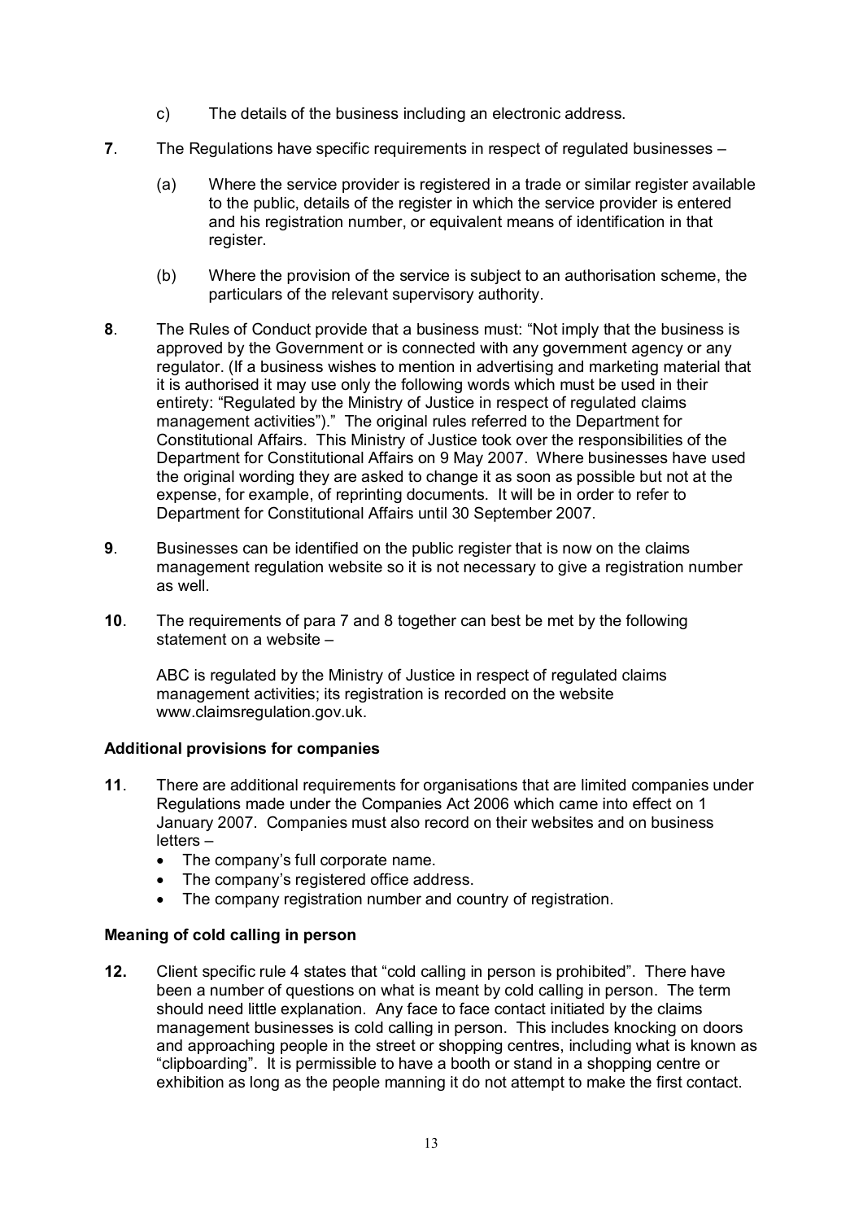c) The details of the business including an electronic address.

**7**. The Regulations have specific requirements in respect of regulated businesses –

(a) Where the service provider is registered in a trade or similar register available to the public, details of the register in which the service provider is entered and his registration number, or equivalent means of identification in that register.

(b) Where the provision of the service is subject to an authorisation scheme, the particulars of the relevant supervisory authority.

**8**. The Rules of Conduct provide that a business must: "Not imply that the business is approved by the Government or is connected with any government agency or any regulator. (If a business wishes to mention in advertising and marketing material that it is authorised it may use only the following words which must be used in their entirety: "Regulated by the Ministry of Justice in respect of regulated claims management activities")." The original rules referred to the Department for Constitutional Affairs. This Ministry of Justice took over the responsibilities of the Department for Constitutional Affairs on 9 May 2007. Where businesses have used the original wording they are asked to change it as soon as possible but not at the expense, for example, of reprinting documents. It will be in order to refer to Department for Constitutional Affairs until 30 September 2007.

**9**. Businesses can be identified on the public register that is now on the claims management regulation website so it is not necessary to give a registration number as well.

**10**. The requirements of para 7 and 8 together can best be met by the following statement on a website –

ABC is regulated by the Ministry of Justice in respect of regulated claims management activities; its registration is recorded on the website www.claimsregulation.gov.uk.

**Additional provisions for companies**

**11**. There are additional requirements for organisations that are limited companies under Regulations made under the Companies Act 2006 which came into effect on 1 January 2007. Companies must also record on their websites and on business letters –

- The company's full corporate name.
- The company's registered office address.
- The company registration number and country of registration.

**Meaning of cold calling in person**

**12.** Client specific rule 4 states that "cold calling in person is prohibited". There have been a number of questions on what is meant by cold calling in person. The term should need little explanation. Any face to face contact initiated by the claims management businesses is cold calling in person. This includes knocking on doors and approaching people in the street or shopping centres, including what is known as "clipboarding". It is permissible to have a booth or stand in a shopping centre or exhibition as long as the people manning it do not attempt to make the first contact.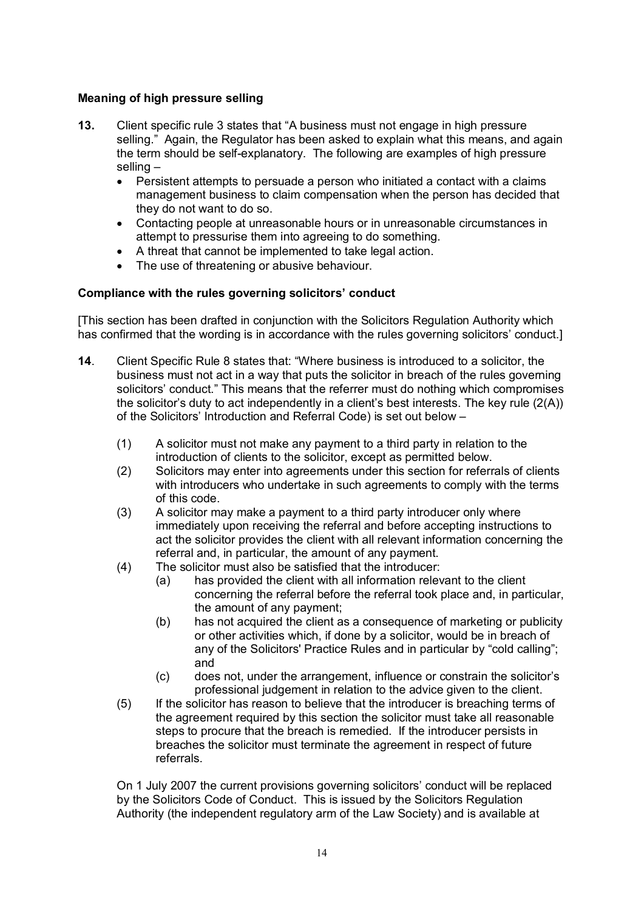### Meaning of high pressure selling

**13.** Client specific rule 3 states that "A business must not engage in high pressure selling." Again, the Regulator has been asked to explain what this means, and again the term should be self-explanatory. The following are examples of high pressure selling –

- Persistent attempts to persuade a person who initiated a contact with a claims management business to claim compensation when the person has decided that they do not want to do so.
- Contacting people at unreasonable hours or in unreasonable circumstances in attempt to pressurise them into agreeing to do something.
- A threat that cannot be implemented to take legal action.
- The use of threatening or abusive behaviour.

### Compliance with the rules governing solicitors' conduct

[This section has been drafted in conjunction with the Solicitors Regulation Authority which has confirmed that the wording is in accordance with the rules governing solicitors' conduct.]

**14**. Client Specific Rule 8 states that: "Where business is introduced to a solicitor, the business must not act in a way that puts the solicitor in breach of the rules governing solicitors' conduct." This means that the referrer must do nothing which compromises the solicitor's duty to act independently in a client's best interests. The key rule (2(A)) of the Solicitors' Introduction and Referral Code) is set out below –

(1) A solicitor must not make any payment to a third party in relation to the introduction of clients to the solicitor, except as permitted below.

(2) Solicitors may enter into agreements under this section for referrals of clients with introducers who undertake in such agreements to comply with the terms of this code.

(3) A solicitor may make a payment to a third party introducer only where immediately upon receiving the referral and before accepting instructions to act the solicitor provides the client with all relevant information concerning the referral and, in particular, the amount of any payment.

(4) The solicitor must also be satisfied that the introducer:

  (a) has provided the client with all information relevant to the client concerning the referral before the referral took place and, in particular, the amount of any payment;

  (b) has not acquired the client as a consequence of marketing or publicity or other activities which, if done by a solicitor, would be in breach of any of the Solicitors' Practice Rules and in particular by "cold calling"; and

  (c) does not, under the arrangement, influence or constrain the solicitor's professional judgement in relation to the advice given to the client.

(5) If the solicitor has reason to believe that the introducer is breaching terms of the agreement required by this section the solicitor must take all reasonable steps to procure that the breach is remedied. If the introducer persists in breaches the solicitor must terminate the agreement in respect of future referrals.

On 1 July 2007 the current provisions governing solicitors' conduct will be replaced by the Solicitors Code of Conduct. This is issued by the Solicitors Regulation Authority (the independent regulatory arm of the Law Society) and is available at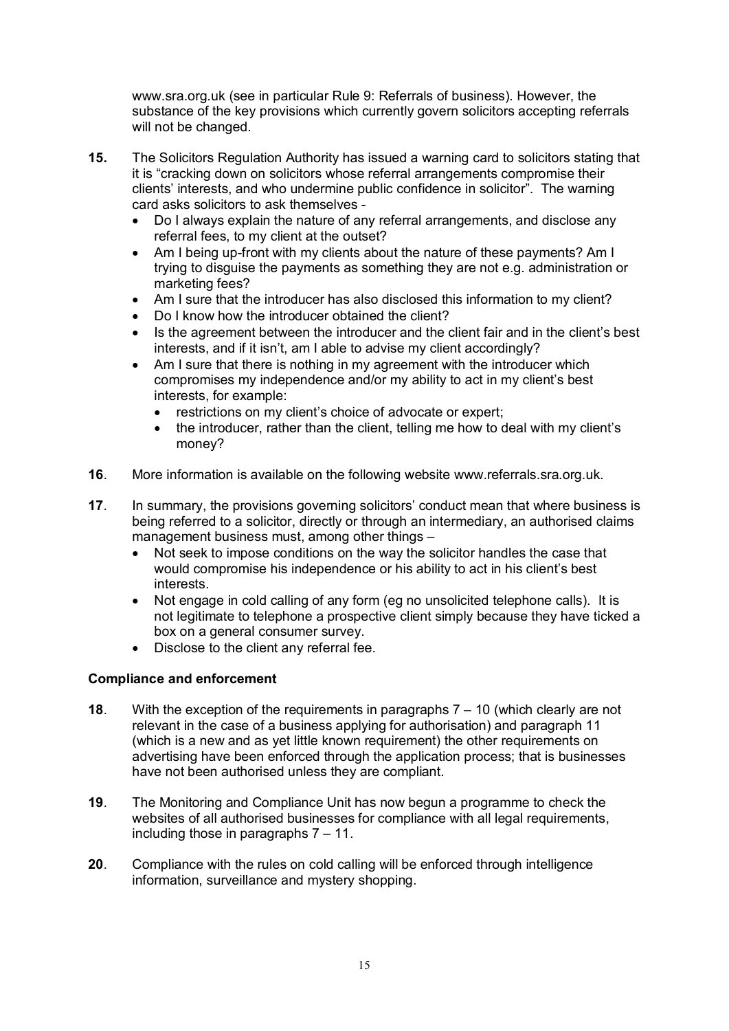www.sra.org.uk (see in particular Rule 9: Referrals of business). However, the substance of the key provisions which currently govern solicitors accepting referrals will not be changed.

**15.** The Solicitors Regulation Authority has issued a warning card to solicitors stating that it is "cracking down on solicitors whose referral arrangements compromise their clients' interests, and who undermine public confidence in solicitor". The warning card asks solicitors to ask themselves -

- Do I always explain the nature of any referral arrangements, and disclose any referral fees, to my client at the outset?
- Am I being up-front with my clients about the nature of these payments? Am I trying to disguise the payments as something they are not e.g. administration or marketing fees?
- Am I sure that the introducer has also disclosed this information to my client?
- Do I know how the introducer obtained the client?
- Is the agreement between the introducer and the client fair and in the client's best interests, and if it isn't, am I able to advise my client accordingly?
- Am I sure that there is nothing in my agreement with the introducer which compromises my independence and/or my ability to act in my client's best interests, for example:
  - restrictions on my client's choice of advocate or expert;
  - the introducer, rather than the client, telling me how to deal with my client's money?

**16**. More information is available on the following website www.referrals.sra.org.uk.

**17**. In summary, the provisions governing solicitors' conduct mean that where business is being referred to a solicitor, directly or through an intermediary, an authorised claims management business must, among other things –

- Not seek to impose conditions on the way the solicitor handles the case that would compromise his independence or his ability to act in his client's best interests.
- Not engage in cold calling of any form (eg no unsolicited telephone calls). It is not legitimate to telephone a prospective client simply because they have ticked a box on a general consumer survey.
- Disclose to the client any referral fee.

**Compliance and enforcement**

**18**. With the exception of the requirements in paragraphs 7 – 10 (which clearly are not relevant in the case of a business applying for authorisation) and paragraph 11 (which is a new and as yet little known requirement) the other requirements on advertising have been enforced through the application process; that is businesses have not been authorised unless they are compliant.

**19**. The Monitoring and Compliance Unit has now begun a programme to check the websites of all authorised businesses for compliance with all legal requirements, including those in paragraphs 7 – 11.

**20**. Compliance with the rules on cold calling will be enforced through intelligence information, surveillance and mystery shopping.